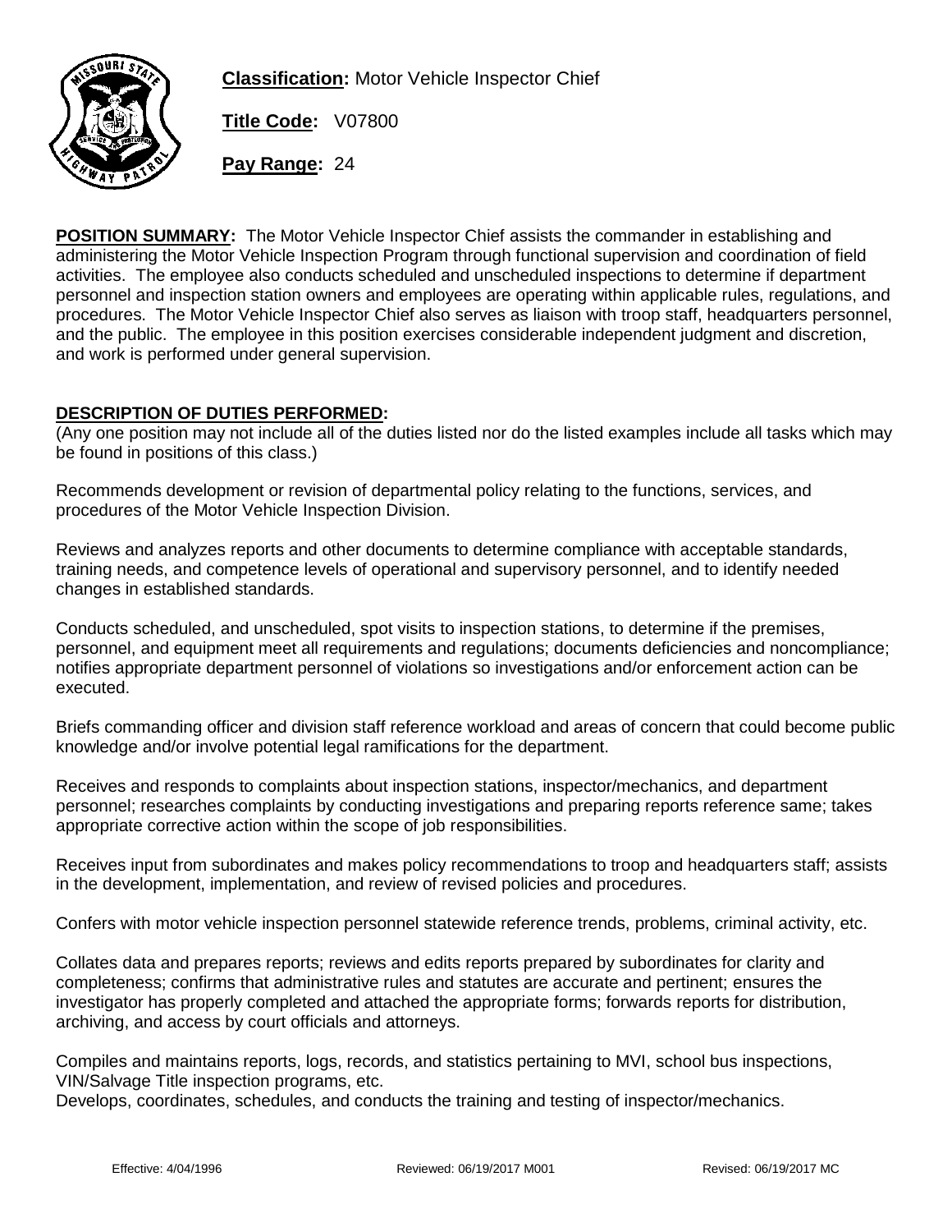**Classification:** Motor Vehicle Inspector Chief

**Title Code:** V07800

**Pay Range:** 24

**POSITION SUMMARY:** The Motor Vehicle Inspector Chief assists the commander in establishing and administering the Motor Vehicle Inspection Program through functional supervision and coordination of field activities. The employee also conducts scheduled and unscheduled inspections to determine if department personnel and inspection station owners and employees are operating within applicable rules, regulations, and procedures. The Motor Vehicle Inspector Chief also serves as liaison with troop staff, headquarters personnel, and the public. The employee in this position exercises considerable independent judgment and discretion, and work is performed under general supervision.

**DESCRIPTION OF DUTIES PERFORMED:**

(Any one position may not include all of the duties listed nor do the listed examples include all tasks which may be found in positions of this class.)

Recommends development or revision of departmental policy relating to the functions, services, and procedures of the Motor Vehicle Inspection Division.

Reviews and analyzes reports and other documents to determine compliance with acceptable standards, training needs, and competence levels of operational and supervisory personnel, and to identify needed changes in established standards.

Conducts scheduled, and unscheduled, spot visits to inspection stations, to determine if the premises, personnel, and equipment meet all requirements and regulations; documents deficiencies and noncompliance; notifies appropriate department personnel of violations so investigations and/or enforcement action can be executed.

Briefs commanding officer and division staff reference workload and areas of concern that could become public knowledge and/or involve potential legal ramifications for the department.

Receives and responds to complaints about inspection stations, inspector/mechanics, and department personnel; researches complaints by conducting investigations and preparing reports reference same; takes appropriate corrective action within the scope of job responsibilities.

Receives input from subordinates and makes policy recommendations to troop and headquarters staff; assists in the development, implementation, and review of revised policies and procedures.

Confers with motor vehicle inspection personnel statewide reference trends, problems, criminal activity, etc.

Collates data and prepares reports; reviews and edits reports prepared by subordinates for clarity and completeness; confirms that administrative rules and statutes are accurate and pertinent; ensures the investigator has properly completed and attached the appropriate forms; forwards reports for distribution, archiving, and access by court officials and attorneys.

Compiles and maintains reports, logs, records, and statistics pertaining to MVI, school bus inspections, VIN/Salvage Title inspection programs, etc.

Develops, coordinates, schedules, and conducts the training and testing of inspector/mechanics.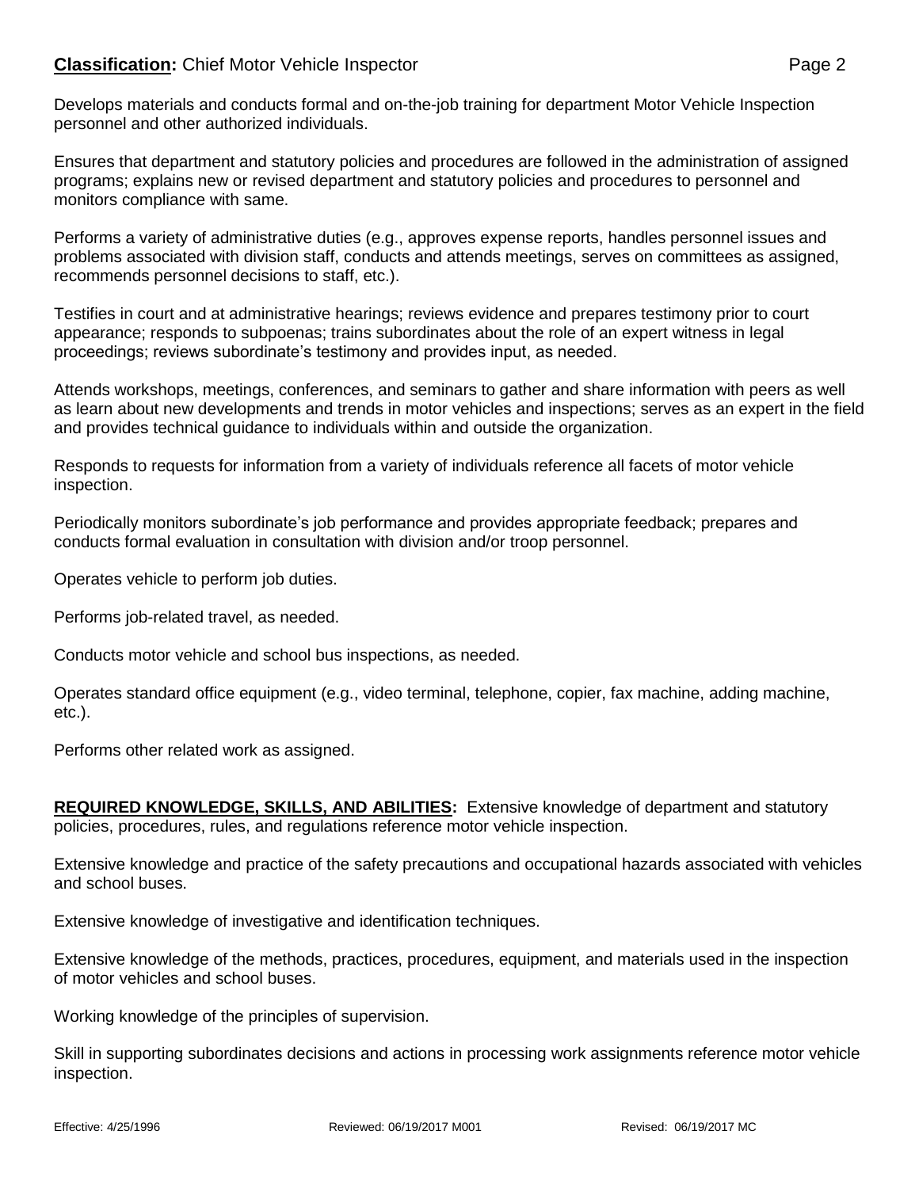Develops materials and conducts formal and on-the-job training for department Motor Vehicle Inspection personnel and other authorized individuals.

Ensures that department and statutory policies and procedures are followed in the administration of assigned programs; explains new or revised department and statutory policies and procedures to personnel and monitors compliance with same.

Performs a variety of administrative duties (e.g., approves expense reports, handles personnel issues and problems associated with division staff, conducts and attends meetings, serves on committees as assigned, recommends personnel decisions to staff, etc.).

Testifies in court and at administrative hearings; reviews evidence and prepares testimony prior to court appearance; responds to subpoenas; trains subordinates about the role of an expert witness in legal proceedings; reviews subordinate's testimony and provides input, as needed.

Attends workshops, meetings, conferences, and seminars to gather and share information with peers as well as learn about new developments and trends in motor vehicles and inspections; serves as an expert in the field and provides technical guidance to individuals within and outside the organization.

Responds to requests for information from a variety of individuals reference all facets of motor vehicle inspection.

Periodically monitors subordinate's job performance and provides appropriate feedback; prepares and conducts formal evaluation in consultation with division and/or troop personnel.

Operates vehicle to perform job duties.

Performs job-related travel, as needed.

Conducts motor vehicle and school bus inspections, as needed.

Operates standard office equipment (e.g., video terminal, telephone, copier, fax machine, adding machine, etc.).

Performs other related work as assigned.

**REQUIRED KNOWLEDGE, SKILLS, AND ABILITIES:** Extensive knowledge of department and statutory policies, procedures, rules, and regulations reference motor vehicle inspection.

Extensive knowledge and practice of the safety precautions and occupational hazards associated with vehicles and school buses.

Extensive knowledge of investigative and identification techniques.

Extensive knowledge of the methods, practices, procedures, equipment, and materials used in the inspection of motor vehicles and school buses.

Working knowledge of the principles of supervision.

Skill in supporting subordinates decisions and actions in processing work assignments reference motor vehicle inspection.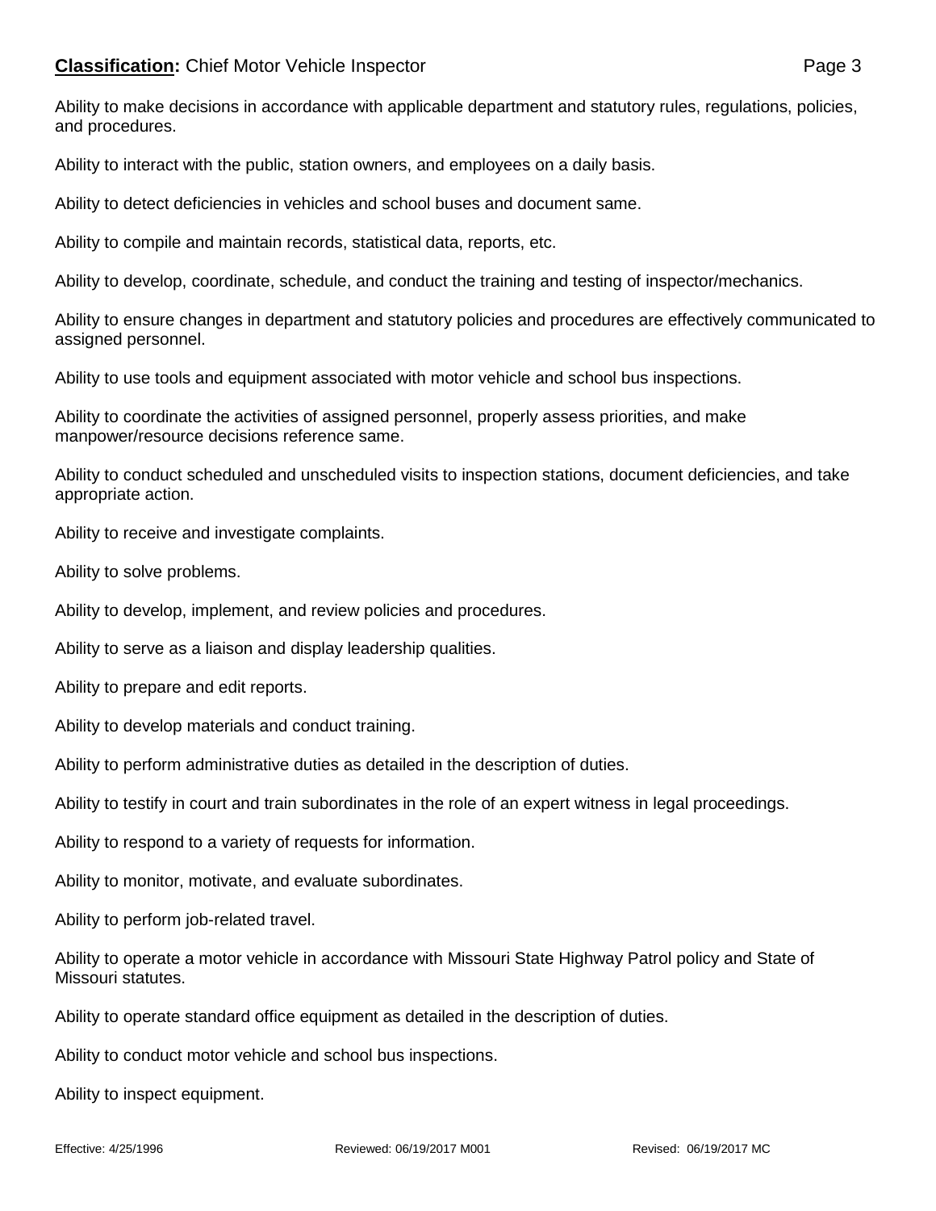Ability to make decisions in accordance with applicable department and statutory rules, regulations, policies, and procedures.

Ability to interact with the public, station owners, and employees on a daily basis.

Ability to detect deficiencies in vehicles and school buses and document same.

Ability to compile and maintain records, statistical data, reports, etc.

Ability to develop, coordinate, schedule, and conduct the training and testing of inspector/mechanics.

Ability to ensure changes in department and statutory policies and procedures are effectively communicated to assigned personnel.

Ability to use tools and equipment associated with motor vehicle and school bus inspections.

Ability to coordinate the activities of assigned personnel, properly assess priorities, and make manpower/resource decisions reference same.

Ability to conduct scheduled and unscheduled visits to inspection stations, document deficiencies, and take appropriate action.

Ability to receive and investigate complaints.

Ability to solve problems.

Ability to develop, implement, and review policies and procedures.

Ability to serve as a liaison and display leadership qualities.

Ability to prepare and edit reports.

Ability to develop materials and conduct training.

Ability to perform administrative duties as detailed in the description of duties.

Ability to testify in court and train subordinates in the role of an expert witness in legal proceedings.

Ability to respond to a variety of requests for information.

Ability to monitor, motivate, and evaluate subordinates.

Ability to perform job-related travel.

Ability to operate a motor vehicle in accordance with Missouri State Highway Patrol policy and State of Missouri statutes.

Ability to operate standard office equipment as detailed in the description of duties.

Ability to conduct motor vehicle and school bus inspections.

Ability to inspect equipment.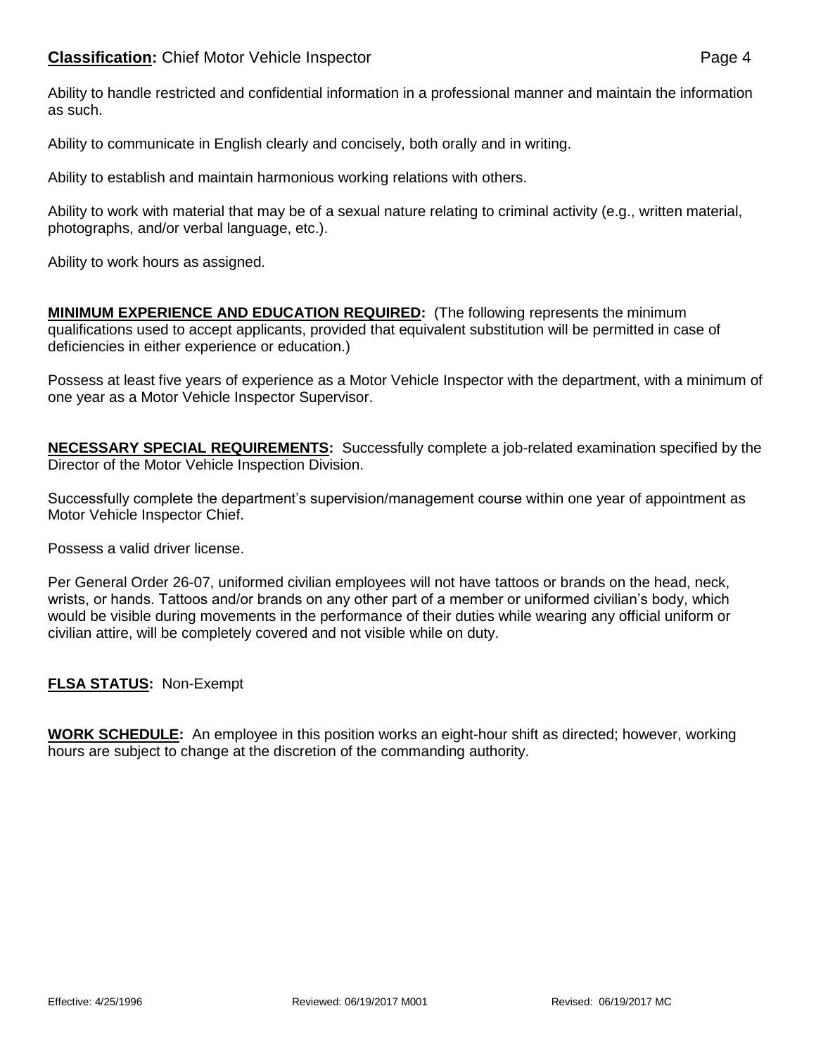Ability to handle restricted and confidential information in a professional manner and maintain the information as such.

Ability to communicate in English clearly and concisely, both orally and in writing.

Ability to establish and maintain harmonious working relations with others.

Ability to work with material that may be of a sexual nature relating to criminal activity (e.g., written material, photographs, and/or verbal language, etc.).

Ability to work hours as assigned.

**MINIMUM EXPERIENCE AND EDUCATION REQUIRED:** (The following represents the minimum qualifications used to accept applicants, provided that equivalent substitution will be permitted in case of deficiencies in either experience or education.)

Possess at least five years of experience as a Motor Vehicle Inspector with the department, with a minimum of one year as a Motor Vehicle Inspector Supervisor.

**NECESSARY SPECIAL REQUIREMENTS:** Successfully complete a job-related examination specified by the Director of the Motor Vehicle Inspection Division.

Successfully complete the department's supervision/management course within one year of appointment as Motor Vehicle Inspector Chief.

Possess a valid driver license.

Per General Order 26-07, uniformed civilian employees will not have tattoos or brands on the head, neck, wrists, or hands. Tattoos and/or brands on any other part of a member or uniformed civilian's body, which would be visible during movements in the performance of their duties while wearing any official uniform or civilian attire, will be completely covered and not visible while on duty.

**FLSA STATUS:** Non-Exempt

**WORK SCHEDULE:** An employee in this position works an eight-hour shift as directed; however, working hours are subject to change at the discretion of the commanding authority.